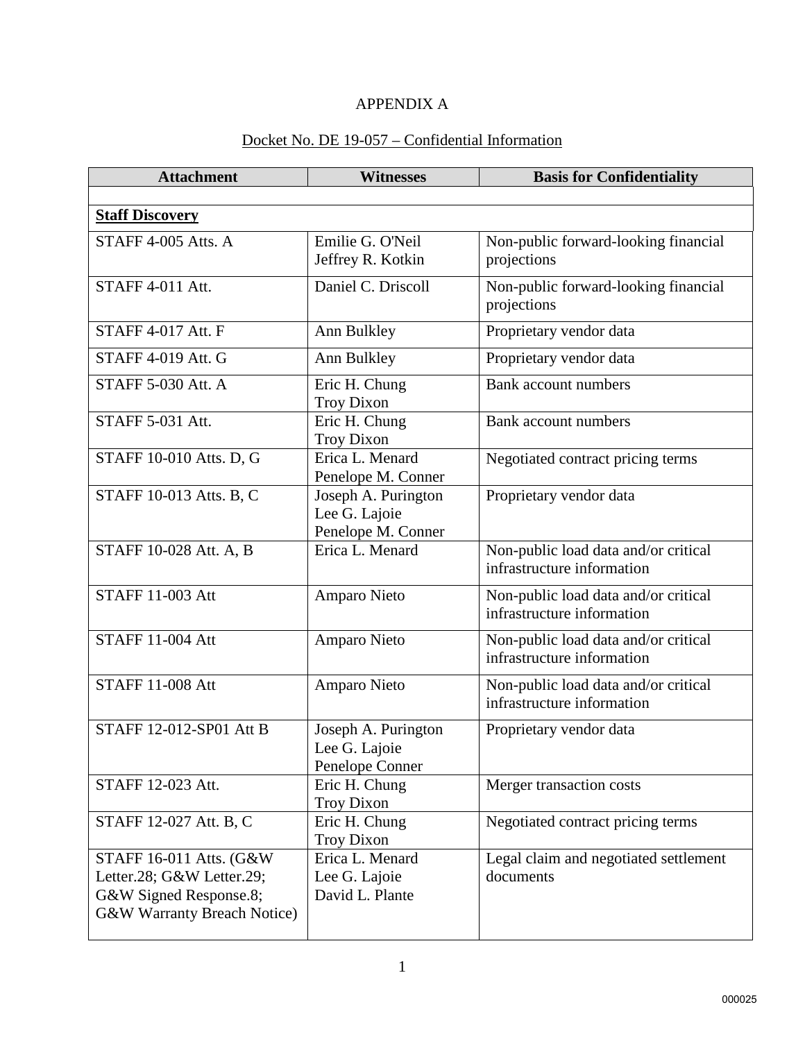APPENDIX A

Docket No. DE 19-057 – Confidential Information

| Attachment | Witnesses | Basis for Confidentiality |
|---|---|---|
| | | |
| **Staff Discovery** | | |
| STAFF 4-005 Atts. A | Emilie G. O'Neil<br>Jeffrey R. Kotkin | Non-public forward-looking financial projections |
| STAFF 4-011 Att. | Daniel C. Driscoll | Non-public forward-looking financial projections |
| STAFF 4-017 Att. F | Ann Bulkley | Proprietary vendor data |
| STAFF 4-019 Att. G | Ann Bulkley | Proprietary vendor data |
| STAFF 5-030 Att. A | Eric H. Chung<br>Troy Dixon | Bank account numbers |
| STAFF 5-031 Att. | Eric H. Chung<br>Troy Dixon | Bank account numbers |
| STAFF 10-010 Atts. D, G | Erica L. Menard<br>Penelope M. Conner | Negotiated contract pricing terms |
| STAFF 10-013 Atts. B, C | Joseph A. Purington<br>Lee G. Lajoie<br>Penelope M. Conner | Proprietary vendor data |
| STAFF 10-028 Att. A, B | Erica L. Menard | Non-public load data and/or critical infrastructure information |
| STAFF 11-003 Att | Amparo Nieto | Non-public load data and/or critical infrastructure information |
| STAFF 11-004 Att | Amparo Nieto | Non-public load data and/or critical infrastructure information |
| STAFF 11-008 Att | Amparo Nieto | Non-public load data and/or critical infrastructure information |
| STAFF 12-012-SP01 Att B | Joseph A. Purington<br>Lee G. Lajoie<br>Penelope Conner | Proprietary vendor data |
| STAFF 12-023 Att. | Eric H. Chung<br>Troy Dixon | Merger transaction costs |
| STAFF 12-027 Att. B, C | Eric H. Chung<br>Troy Dixon | Negotiated contract pricing terms |
| STAFF 16-011 Atts. (G&W Letter.28; G&W Letter.29; G&W Signed Response.8; G&W Warranty Breach Notice) | Erica L. Menard<br>Lee G. Lajoie<br>David L. Plante | Legal claim and negotiated settlement documents |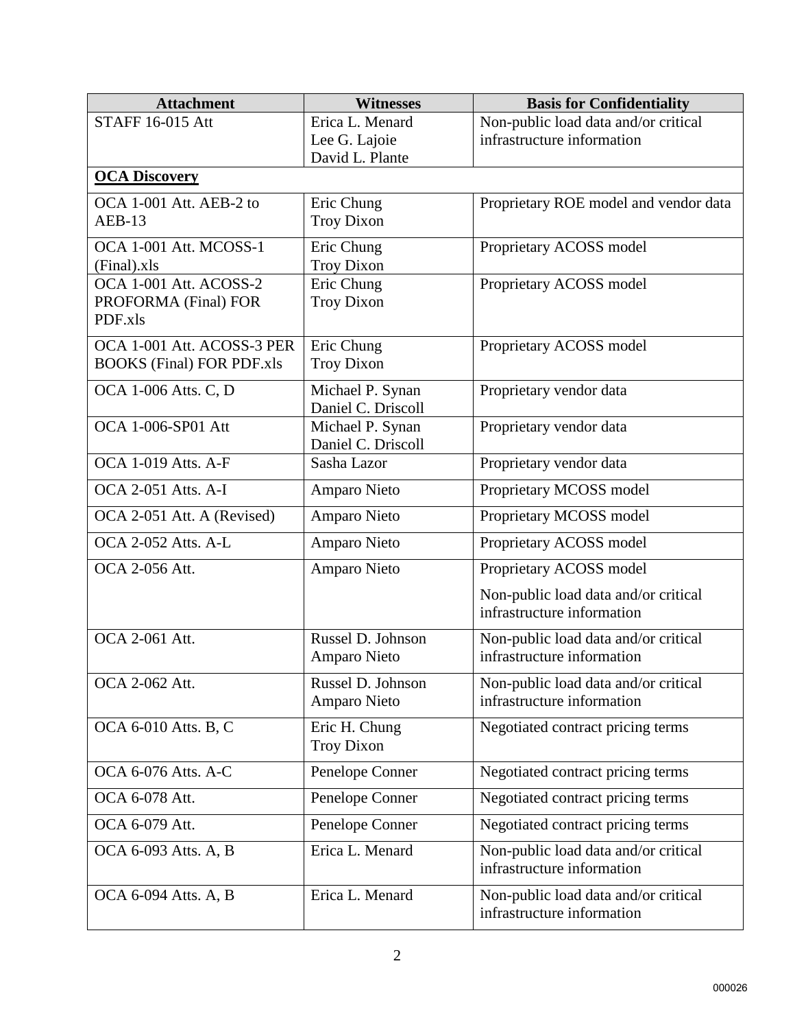| Attachment | Witnesses | Basis for Confidentiality |
| --- | --- | --- |
| STAFF 16-015 Att | Erica L. Menard<br>Lee G. Lajoie<br>David L. Plante | Non-public load data and/or critical infrastructure information |
| **OCA Discovery** | | |
| OCA 1-001 Att. AEB-2 to AEB-13 | Eric Chung<br>Troy Dixon | Proprietary ROE model and vendor data |
| OCA 1-001 Att. MCOSS-1 (Final).xls | Eric Chung<br>Troy Dixon | Proprietary ACOSS model |
| OCA 1-001 Att. ACOSS-2 PROFORMA (Final) FOR PDF.xls | Eric Chung<br>Troy Dixon | Proprietary ACOSS model |
| OCA 1-001 Att. ACOSS-3 PER BOOKS (Final) FOR PDF.xls | Eric Chung<br>Troy Dixon | Proprietary ACOSS model |
| OCA 1-006 Atts. C, D | Michael P. Synan<br>Daniel C. Driscoll | Proprietary vendor data |
| OCA 1-006-SP01 Att | Michael P. Synan<br>Daniel C. Driscoll | Proprietary vendor data |
| OCA 1-019 Atts. A-F | Sasha Lazor | Proprietary vendor data |
| OCA 2-051 Atts. A-I | Amparo Nieto | Proprietary MCOSS model |
| OCA 2-051 Att. A (Revised) | Amparo Nieto | Proprietary MCOSS model |
| OCA 2-052 Atts. A-L | Amparo Nieto | Proprietary ACOSS model |
| OCA 2-056 Att. | Amparo Nieto | Proprietary ACOSS model<br>Non-public load data and/or critical infrastructure information |
| OCA 2-061 Att. | Russel D. Johnson<br>Amparo Nieto | Non-public load data and/or critical infrastructure information |
| OCA 2-062 Att. | Russel D. Johnson<br>Amparo Nieto | Non-public load data and/or critical infrastructure information |
| OCA 6-010 Atts. B, C | Eric H. Chung<br>Troy Dixon | Negotiated contract pricing terms |
| OCA 6-076 Atts. A-C | Penelope Conner | Negotiated contract pricing terms |
| OCA 6-078 Att. | Penelope Conner | Negotiated contract pricing terms |
| OCA 6-079 Att. | Penelope Conner | Negotiated contract pricing terms |
| OCA 6-093 Atts. A, B | Erica L. Menard | Non-public load data and/or critical infrastructure information |
| OCA 6-094 Atts. A, B | Erica L. Menard | Non-public load data and/or critical infrastructure information |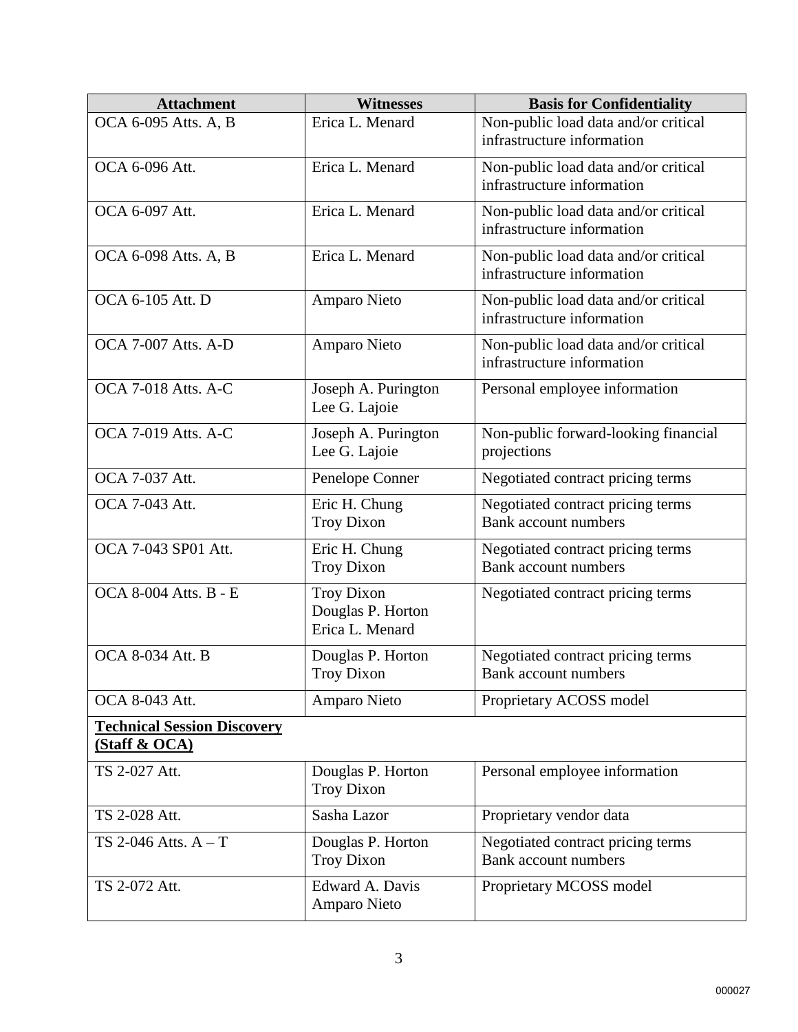| Attachment | Witnesses | Basis for Confidentiality |
|---|---|---|
| OCA 6-095 Atts. A, B | Erica L. Menard | Non-public load data and/or critical infrastructure information |
| OCA 6-096 Att. | Erica L. Menard | Non-public load data and/or critical infrastructure information |
| OCA 6-097 Att. | Erica L. Menard | Non-public load data and/or critical infrastructure information |
| OCA 6-098 Atts. A, B | Erica L. Menard | Non-public load data and/or critical infrastructure information |
| OCA 6-105 Att. D | Amparo Nieto | Non-public load data and/or critical infrastructure information |
| OCA 7-007 Atts. A-D | Amparo Nieto | Non-public load data and/or critical infrastructure information |
| OCA 7-018 Atts. A-C | Joseph A. Purington<br>Lee G. Lajoie | Personal employee information |
| OCA 7-019 Atts. A-C | Joseph A. Purington<br>Lee G. Lajoie | Non-public forward-looking financial projections |
| OCA 7-037 Att. | Penelope Conner | Negotiated contract pricing terms |
| OCA 7-043 Att. | Eric H. Chung<br>Troy Dixon | Negotiated contract pricing terms<br>Bank account numbers |
| OCA 7-043 SP01 Att. | Eric H. Chung<br>Troy Dixon | Negotiated contract pricing terms<br>Bank account numbers |
| OCA 8-004 Atts. B - E | Troy Dixon<br>Douglas P. Horton<br>Erica L. Menard | Negotiated contract pricing terms |
| OCA 8-034 Att. B | Douglas P. Horton<br>Troy Dixon | Negotiated contract pricing terms<br>Bank account numbers |
| OCA 8-043 Att. | Amparo Nieto | Proprietary ACOSS model |
| **Technical Session Discovery (Staff & OCA)** | | |
| TS 2-027 Att. | Douglas P. Horton<br>Troy Dixon | Personal employee information |
| TS 2-028 Att. | Sasha Lazor | Proprietary vendor data |
| TS 2-046 Atts. A – T | Douglas P. Horton<br>Troy Dixon | Negotiated contract pricing terms<br>Bank account numbers |
| TS 2-072 Att. | Edward A. Davis<br>Amparo Nieto | Proprietary MCOSS model |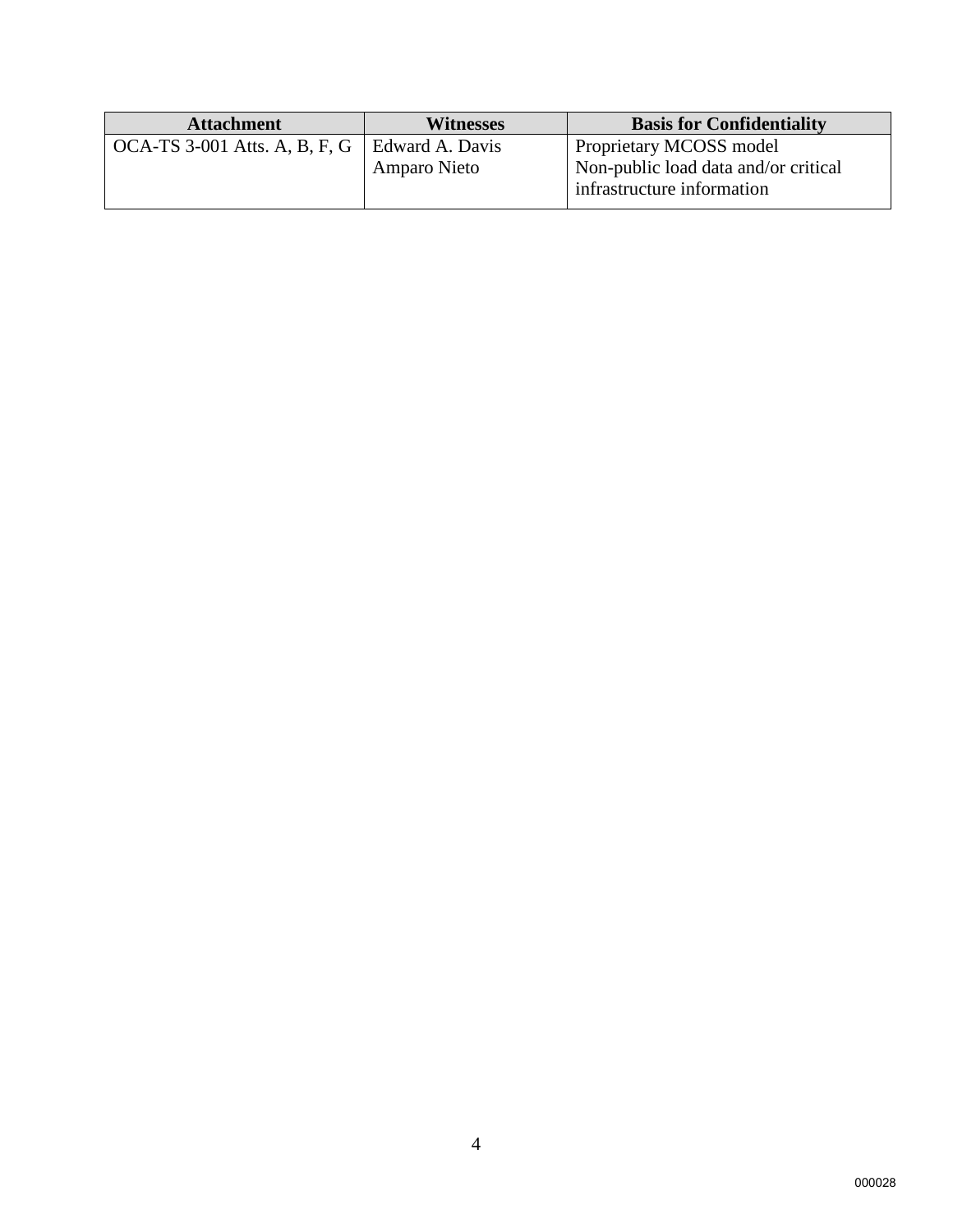| Attachment | Witnesses | Basis for Confidentiality |
| --- | --- | --- |
| OCA-TS 3-001 Atts. A, B, F, G | Edward A. Davis<br>Amparo Nieto | Proprietary MCOSS model<br>Non-public load data and/or critical infrastructure information |